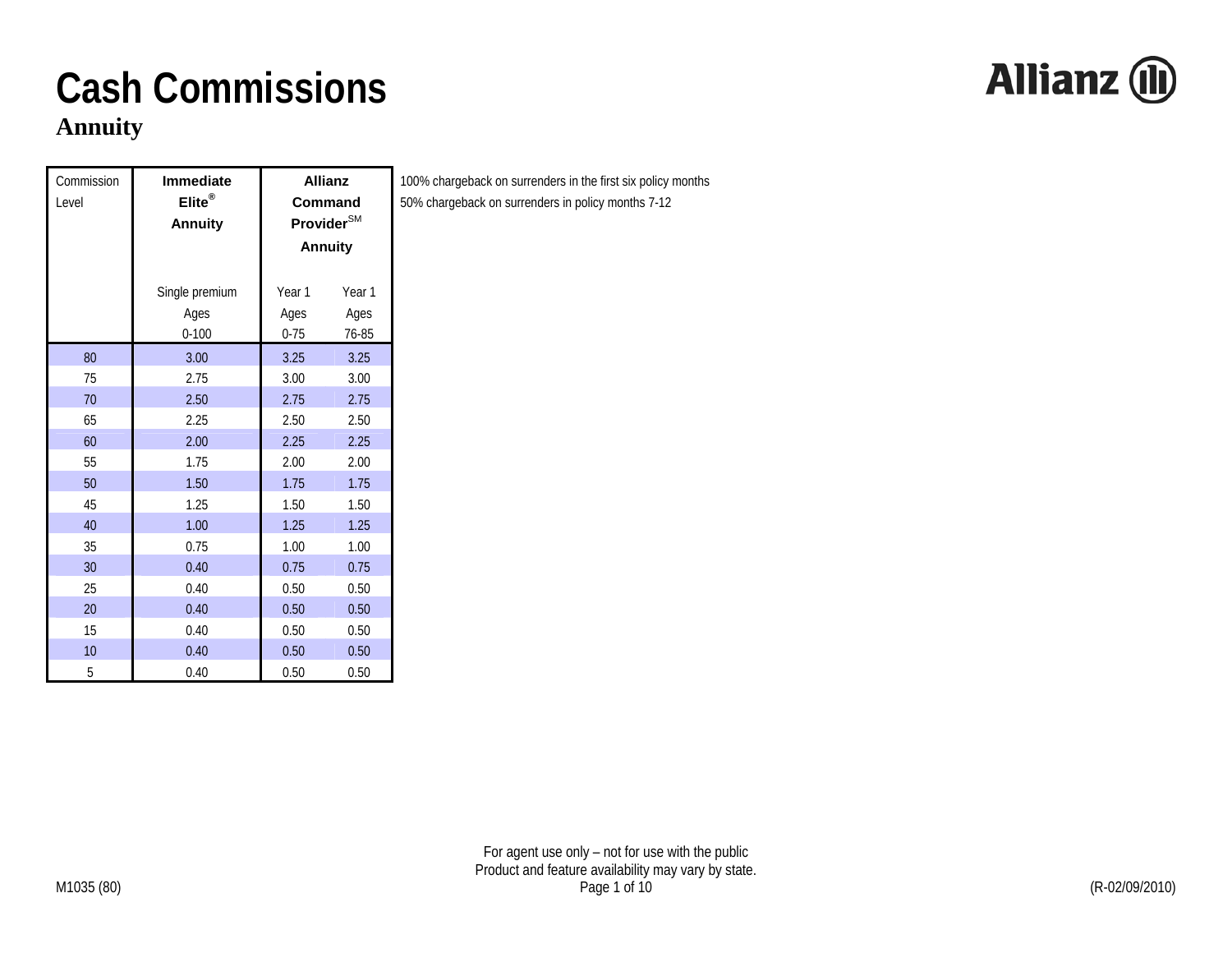# Cash Commissions

## Annuity

| Commission Level | Immediate Elite® Annuity | Allianz Command Provider℠ Annuity | |
|---|---|---|---|
| | Single premium Ages 0-100 | Year 1 Ages 0-75 | Year 1 Ages 76-85 |
| 80 | 3.00 | 3.25 | 3.25 |
| 75 | 2.75 | 3.00 | 3.00 |
| 70 | 2.50 | 2.75 | 2.75 |
| 65 | 2.25 | 2.50 | 2.50 |
| 60 | 2.00 | 2.25 | 2.25 |
| 55 | 1.75 | 2.00 | 2.00 |
| 50 | 1.50 | 1.75 | 1.75 |
| 45 | 1.25 | 1.50 | 1.50 |
| 40 | 1.00 | 1.25 | 1.25 |
| 35 | 0.75 | 1.00 | 1.00 |
| 30 | 0.40 | 0.75 | 0.75 |
| 25 | 0.40 | 0.50 | 0.50 |
| 20 | 0.40 | 0.50 | 0.50 |
| 15 | 0.40 | 0.50 | 0.50 |
| 10 | 0.40 | 0.50 | 0.50 |
| 5 | 0.40 | 0.50 | 0.50 |

100% chargeback on surrenders in the first six policy months

50% chargeback on surrenders in policy months 7-12

For agent use only – not for use with the public

Product and feature availability may vary by state.

M1035 (80)

(R-02/09/2010)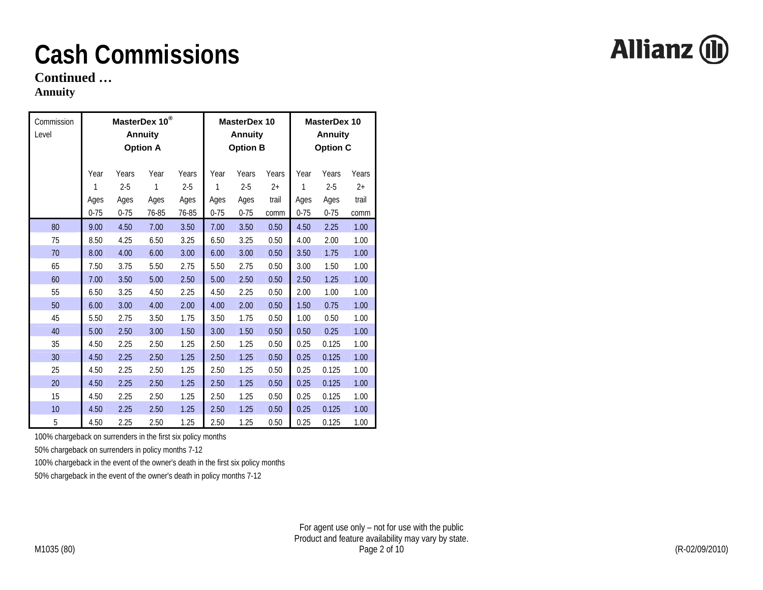# Cash Commissions

**Continued …**

**Annuity**

| Commission Level | MasterDex 10® Annuity Option A | | | | MasterDex 10 Annuity Option B | | | MasterDex 10 Annuity Option C | | |
|---|---|---|---|---|---|---|---|---|---|---|
| | Year 1 Ages 0-75 | Years 2-5 Ages 0-75 | Year 1 Ages 76-85 | Years 2-5 Ages 76-85 | Year 1 Ages 0-75 | Years 2-5 Ages 0-75 | Years 2+ trail comm | Year 1 Ages 0-75 | Years 2-5 Ages 0-75 | Years 2+ trail comm |
| 80 | 9.00 | 4.50 | 7.00 | 3.50 | 7.00 | 3.50 | 0.50 | 4.50 | 2.25 | 1.00 |
| 75 | 8.50 | 4.25 | 6.50 | 3.25 | 6.50 | 3.25 | 0.50 | 4.00 | 2.00 | 1.00 |
| 70 | 8.00 | 4.00 | 6.00 | 3.00 | 6.00 | 3.00 | 0.50 | 3.50 | 1.75 | 1.00 |
| 65 | 7.50 | 3.75 | 5.50 | 2.75 | 5.50 | 2.75 | 0.50 | 3.00 | 1.50 | 1.00 |
| 60 | 7.00 | 3.50 | 5.00 | 2.50 | 5.00 | 2.50 | 0.50 | 2.50 | 1.25 | 1.00 |
| 55 | 6.50 | 3.25 | 4.50 | 2.25 | 4.50 | 2.25 | 0.50 | 2.00 | 1.00 | 1.00 |
| 50 | 6.00 | 3.00 | 4.00 | 2.00 | 4.00 | 2.00 | 0.50 | 1.50 | 0.75 | 1.00 |
| 45 | 5.50 | 2.75 | 3.50 | 1.75 | 3.50 | 1.75 | 0.50 | 1.00 | 0.50 | 1.00 |
| 40 | 5.00 | 2.50 | 3.00 | 1.50 | 3.00 | 1.50 | 0.50 | 0.50 | 0.25 | 1.00 |
| 35 | 4.50 | 2.25 | 2.50 | 1.25 | 2.50 | 1.25 | 0.50 | 0.25 | 0.125 | 1.00 |
| 30 | 4.50 | 2.25 | 2.50 | 1.25 | 2.50 | 1.25 | 0.50 | 0.25 | 0.125 | 1.00 |
| 25 | 4.50 | 2.25 | 2.50 | 1.25 | 2.50 | 1.25 | 0.50 | 0.25 | 0.125 | 1.00 |
| 20 | 4.50 | 2.25 | 2.50 | 1.25 | 2.50 | 1.25 | 0.50 | 0.25 | 0.125 | 1.00 |
| 15 | 4.50 | 2.25 | 2.50 | 1.25 | 2.50 | 1.25 | 0.50 | 0.25 | 0.125 | 1.00 |
| 10 | 4.50 | 2.25 | 2.50 | 1.25 | 2.50 | 1.25 | 0.50 | 0.25 | 0.125 | 1.00 |
| 5 | 4.50 | 2.25 | 2.50 | 1.25 | 2.50 | 1.25 | 0.50 | 0.25 | 0.125 | 1.00 |

100% chargeback on surrenders in the first six policy months

50% chargeback on surrenders in policy months 7-12

100% chargeback in the event of the owner's death in the first six policy months

50% chargeback in the event of the owner's death in policy months 7-12

For agent use only – not for use with the public
Product and feature availability may vary by state.

M1035 (80)

(R-02/09/2010)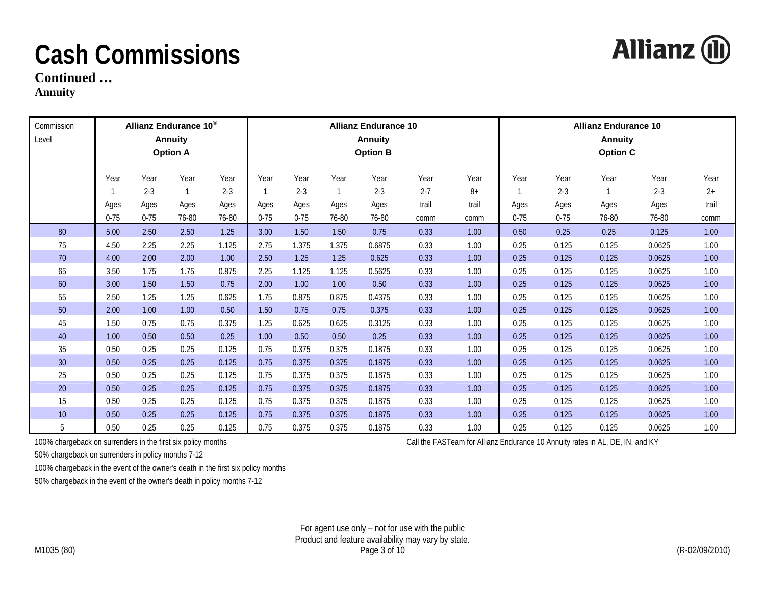# Cash Commissions

**Continued …**

**Annuity**

| Commission Level | Allianz Endurance 10® Annuity Option A | | | | Allianz Endurance 10 Annuity Option B | | | | | | Allianz Endurance 10 Annuity Option C | | | | |
|---|---|---|---|---|---|---|---|---|---|---|---|---|---|---|---|
| | Year 1 Ages 0-75 | Year 2-3 Ages 0-75 | Year 1 Ages 76-80 | Year 2-3 Ages 76-80 | Year 1 Ages 0-75 | Year 2-3 Ages 0-75 | Year 1 Ages 76-80 | Year 2-3 Ages 76-80 | Year 2-7 trail comm | Year 8+ trail comm | Year 1 Ages 0-75 | Year 2-3 Ages 0-75 | Year 1 Ages 76-80 | Year 2-3 Ages 76-80 | Year 2+ trail comm |
| 80 | 5.00 | 2.50 | 2.50 | 1.25 | 3.00 | 1.50 | 1.50 | 0.75 | 0.33 | 1.00 | 0.50 | 0.25 | 0.25 | 0.125 | 1.00 |
| 75 | 4.50 | 2.25 | 2.25 | 1.125 | 2.75 | 1.375 | 1.375 | 0.6875 | 0.33 | 1.00 | 0.25 | 0.125 | 0.125 | 0.0625 | 1.00 |
| 70 | 4.00 | 2.00 | 2.00 | 1.00 | 2.50 | 1.25 | 1.25 | 0.625 | 0.33 | 1.00 | 0.25 | 0.125 | 0.125 | 0.0625 | 1.00 |
| 65 | 3.50 | 1.75 | 1.75 | 0.875 | 2.25 | 1.125 | 1.125 | 0.5625 | 0.33 | 1.00 | 0.25 | 0.125 | 0.125 | 0.0625 | 1.00 |
| 60 | 3.00 | 1.50 | 1.50 | 0.75 | 2.00 | 1.00 | 1.00 | 0.50 | 0.33 | 1.00 | 0.25 | 0.125 | 0.125 | 0.0625 | 1.00 |
| 55 | 2.50 | 1.25 | 1.25 | 0.625 | 1.75 | 0.875 | 0.875 | 0.4375 | 0.33 | 1.00 | 0.25 | 0.125 | 0.125 | 0.0625 | 1.00 |
| 50 | 2.00 | 1.00 | 1.00 | 0.50 | 1.50 | 0.75 | 0.75 | 0.375 | 0.33 | 1.00 | 0.25 | 0.125 | 0.125 | 0.0625 | 1.00 |
| 45 | 1.50 | 0.75 | 0.75 | 0.375 | 1.25 | 0.625 | 0.625 | 0.3125 | 0.33 | 1.00 | 0.25 | 0.125 | 0.125 | 0.0625 | 1.00 |
| 40 | 1.00 | 0.50 | 0.50 | 0.25 | 1.00 | 0.50 | 0.50 | 0.25 | 0.33 | 1.00 | 0.25 | 0.125 | 0.125 | 0.0625 | 1.00 |
| 35 | 0.50 | 0.25 | 0.25 | 0.125 | 0.75 | 0.375 | 0.375 | 0.1875 | 0.33 | 1.00 | 0.25 | 0.125 | 0.125 | 0.0625 | 1.00 |
| 30 | 0.50 | 0.25 | 0.25 | 0.125 | 0.75 | 0.375 | 0.375 | 0.1875 | 0.33 | 1.00 | 0.25 | 0.125 | 0.125 | 0.0625 | 1.00 |
| 25 | 0.50 | 0.25 | 0.25 | 0.125 | 0.75 | 0.375 | 0.375 | 0.1875 | 0.33 | 1.00 | 0.25 | 0.125 | 0.125 | 0.0625 | 1.00 |
| 20 | 0.50 | 0.25 | 0.25 | 0.125 | 0.75 | 0.375 | 0.375 | 0.1875 | 0.33 | 1.00 | 0.25 | 0.125 | 0.125 | 0.0625 | 1.00 |
| 15 | 0.50 | 0.25 | 0.25 | 0.125 | 0.75 | 0.375 | 0.375 | 0.1875 | 0.33 | 1.00 | 0.25 | 0.125 | 0.125 | 0.0625 | 1.00 |
| 10 | 0.50 | 0.25 | 0.25 | 0.125 | 0.75 | 0.375 | 0.375 | 0.1875 | 0.33 | 1.00 | 0.25 | 0.125 | 0.125 | 0.0625 | 1.00 |
| 5 | 0.50 | 0.25 | 0.25 | 0.125 | 0.75 | 0.375 | 0.375 | 0.1875 | 0.33 | 1.00 | 0.25 | 0.125 | 0.125 | 0.0625 | 1.00 |

100% chargeback on surrenders in the first six policy months

50% chargeback on surrenders in policy months 7-12

100% chargeback in the event of the owner's death in the first six policy months

50% chargeback in the event of the owner's death in policy months 7-12

Call the FASTeam for Allianz Endurance 10 Annuity rates in AL, DE, IN, and KY

For agent use only – not for use with the public
Product and feature availability may vary by state.

M1035 (80) (R-02/09/2010)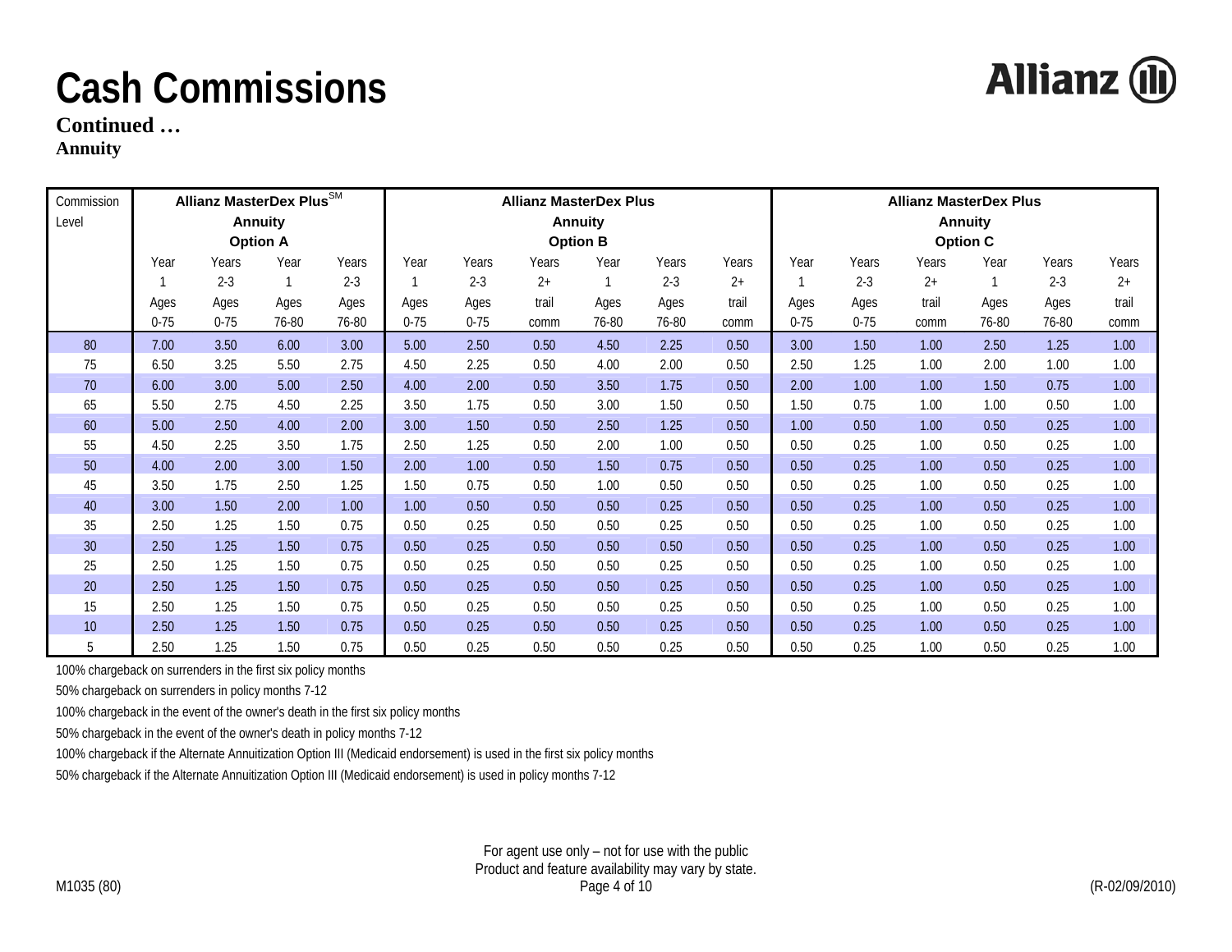# Cash Commissions

**Continued …**

**Annuity**

| Commission Level | Allianz MasterDex Plus[SM] Annuity Option A | | | | Allianz MasterDex Plus Annuity Option B | | | | | | Allianz MasterDex Plus Annuity Option C | | | | | |
|---|---|---|---|---|---|---|---|---|---|---|---|---|---|---|---|---|
| | Year 1 Ages 0-75 | Years 2-3 Ages 0-75 | Year 1 Ages 76-80 | Years 2-3 Ages 76-80 | Year 1 Ages 0-75 | Years 2-3 Ages 0-75 | Years 2+ trail comm | Year 1 Ages 76-80 | Years 2-3 Ages 76-80 | Years 2+ trail comm | Year 1 Ages 0-75 | Years 2-3 Ages 0-75 | Years 2+ trail comm | Year 1 Ages 76-80 | Years 2-3 Ages 76-80 | Years 2+ trail comm |
| 80 | 7.00 | 3.50 | 6.00 | 3.00 | 5.00 | 2.50 | 0.50 | 4.50 | 2.25 | 0.50 | 3.00 | 1.50 | 1.00 | 2.50 | 1.25 | 1.00 |
| 75 | 6.50 | 3.25 | 5.50 | 2.75 | 4.50 | 2.25 | 0.50 | 4.00 | 2.00 | 0.50 | 2.50 | 1.25 | 1.00 | 2.00 | 1.00 | 1.00 |
| 70 | 6.00 | 3.00 | 5.00 | 2.50 | 4.00 | 2.00 | 0.50 | 3.50 | 1.75 | 0.50 | 2.00 | 1.00 | 1.00 | 1.50 | 0.75 | 1.00 |
| 65 | 5.50 | 2.75 | 4.50 | 2.25 | 3.50 | 1.75 | 0.50 | 3.00 | 1.50 | 0.50 | 1.50 | 0.75 | 1.00 | 1.00 | 0.50 | 1.00 |
| 60 | 5.00 | 2.50 | 4.00 | 2.00 | 3.00 | 1.50 | 0.50 | 2.50 | 1.25 | 0.50 | 1.00 | 0.50 | 1.00 | 0.50 | 0.25 | 1.00 |
| 55 | 4.50 | 2.25 | 3.50 | 1.75 | 2.50 | 1.25 | 0.50 | 2.00 | 1.00 | 0.50 | 0.50 | 0.25 | 1.00 | 0.50 | 0.25 | 1.00 |
| 50 | 4.00 | 2.00 | 3.00 | 1.50 | 2.00 | 1.00 | 0.50 | 1.50 | 0.75 | 0.50 | 0.50 | 0.25 | 1.00 | 0.50 | 0.25 | 1.00 |
| 45 | 3.50 | 1.75 | 2.50 | 1.25 | 1.50 | 0.75 | 0.50 | 1.00 | 0.50 | 0.50 | 0.50 | 0.25 | 1.00 | 0.50 | 0.25 | 1.00 |
| 40 | 3.00 | 1.50 | 2.00 | 1.00 | 1.00 | 0.50 | 0.50 | 0.50 | 0.25 | 0.50 | 0.50 | 0.25 | 1.00 | 0.50 | 0.25 | 1.00 |
| 35 | 2.50 | 1.25 | 1.50 | 0.75 | 0.50 | 0.25 | 0.50 | 0.50 | 0.25 | 0.50 | 0.50 | 0.25 | 1.00 | 0.50 | 0.25 | 1.00 |
| 30 | 2.50 | 1.25 | 1.50 | 0.75 | 0.50 | 0.25 | 0.50 | 0.50 | 0.50 | 0.50 | 0.50 | 0.25 | 1.00 | 0.50 | 0.25 | 1.00 |
| 25 | 2.50 | 1.25 | 1.50 | 0.75 | 0.50 | 0.25 | 0.50 | 0.50 | 0.25 | 0.50 | 0.50 | 0.25 | 1.00 | 0.50 | 0.25 | 1.00 |
| 20 | 2.50 | 1.25 | 1.50 | 0.75 | 0.50 | 0.25 | 0.50 | 0.50 | 0.25 | 0.50 | 0.50 | 0.25 | 1.00 | 0.50 | 0.25 | 1.00 |
| 15 | 2.50 | 1.25 | 1.50 | 0.75 | 0.50 | 0.25 | 0.50 | 0.50 | 0.25 | 0.50 | 0.50 | 0.25 | 1.00 | 0.50 | 0.25 | 1.00 |
| 10 | 2.50 | 1.25 | 1.50 | 0.75 | 0.50 | 0.25 | 0.50 | 0.50 | 0.25 | 0.50 | 0.50 | 0.25 | 1.00 | 0.50 | 0.25 | 1.00 |
| 5 | 2.50 | 1.25 | 1.50 | 0.75 | 0.50 | 0.25 | 0.50 | 0.50 | 0.25 | 0.50 | 0.50 | 0.25 | 1.00 | 0.50 | 0.25 | 1.00 |

100% chargeback on surrenders in the first six policy months

50% chargeback on surrenders in policy months 7-12

100% chargeback in the event of the owner's death in the first six policy months

50% chargeback in the event of the owner's death in policy months 7-12

100% chargeback if the Alternate Annuitization Option III (Medicaid endorsement) is used in the first six policy months

50% chargeback if the Alternate Annuitization Option III (Medicaid endorsement) is used in policy months 7-12

For agent use only – not for use with the public
Product and feature availability may vary by state.

M1035 (80)

(R-02/09/2010)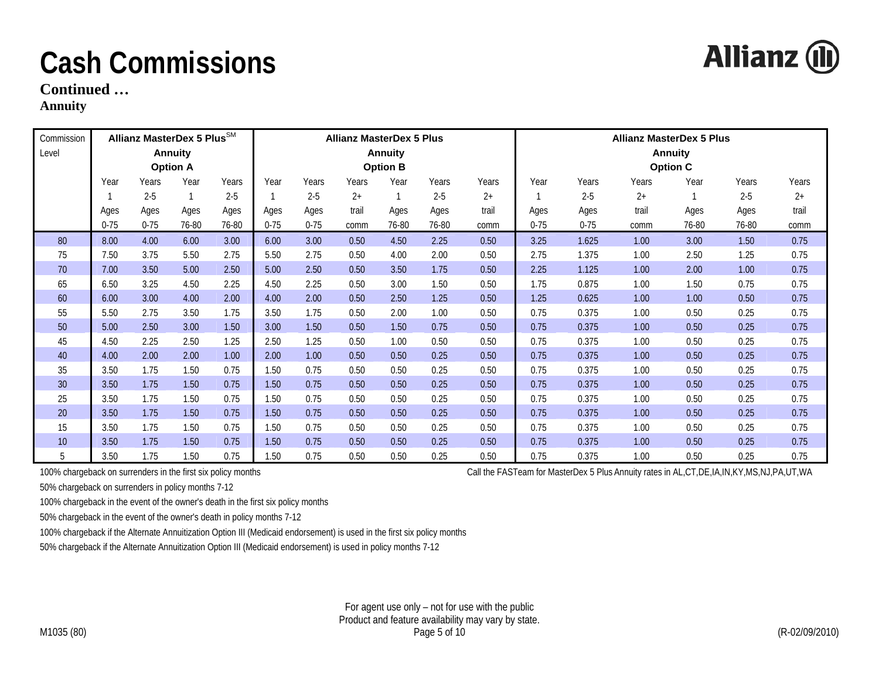# Cash Commissions

**Continued …**

**Annuity**

| Commission Level | Allianz MasterDex 5 Plus℠ Annuity Option A | | | | Allianz MasterDex 5 Plus Annuity Option B | | | | | | Allianz MasterDex 5 Plus Annuity Option C | | | | | |
|---|---|---|---|---|---|---|---|---|---|---|---|---|---|---|---|---|
| | Year 1 Ages 0-75 | Years 2-5 Ages 0-75 | Year 1 Ages 76-80 | Years 2-5 Ages 76-80 | Year 1 Ages 0-75 | Years 2-5 Ages 0-75 | Years 2+ trail comm | Year 1 Ages 76-80 | Years 2-5 Ages 76-80 | Years 2+ trail comm | Year 1 Ages 0-75 | Years 2-5 Ages 0-75 | Years 2+ trail comm | Year 1 Ages 76-80 | Years 2-5 Ages 76-80 | Years 2+ trail comm |
| 80 | 8.00 | 4.00 | 6.00 | 3.00 | 6.00 | 3.00 | 0.50 | 4.50 | 2.25 | 0.50 | 3.25 | 1.625 | 1.00 | 3.00 | 1.50 | 0.75 |
| 75 | 7.50 | 3.75 | 5.50 | 2.75 | 5.50 | 2.75 | 0.50 | 4.00 | 2.00 | 0.50 | 2.75 | 1.375 | 1.00 | 2.50 | 1.25 | 0.75 |
| 70 | 7.00 | 3.50 | 5.00 | 2.50 | 5.00 | 2.50 | 0.50 | 3.50 | 1.75 | 0.50 | 2.25 | 1.125 | 1.00 | 2.00 | 1.00 | 0.75 |
| 65 | 6.50 | 3.25 | 4.50 | 2.25 | 4.50 | 2.25 | 0.50 | 3.00 | 1.50 | 0.50 | 1.75 | 0.875 | 1.00 | 1.50 | 0.75 | 0.75 |
| 60 | 6.00 | 3.00 | 4.00 | 2.00 | 4.00 | 2.00 | 0.50 | 2.50 | 1.25 | 0.50 | 1.25 | 0.625 | 1.00 | 1.00 | 0.50 | 0.75 |
| 55 | 5.50 | 2.75 | 3.50 | 1.75 | 3.50 | 1.75 | 0.50 | 2.00 | 1.00 | 0.50 | 0.75 | 0.375 | 1.00 | 0.50 | 0.25 | 0.75 |
| 50 | 5.00 | 2.50 | 3.00 | 1.50 | 3.00 | 1.50 | 0.50 | 1.50 | 0.75 | 0.50 | 0.75 | 0.375 | 1.00 | 0.50 | 0.25 | 0.75 |
| 45 | 4.50 | 2.25 | 2.50 | 1.25 | 2.50 | 1.25 | 0.50 | 1.00 | 0.50 | 0.50 | 0.75 | 0.375 | 1.00 | 0.50 | 0.25 | 0.75 |
| 40 | 4.00 | 2.00 | 2.00 | 1.00 | 2.00 | 1.00 | 0.50 | 0.50 | 0.25 | 0.50 | 0.75 | 0.375 | 1.00 | 0.50 | 0.25 | 0.75 |
| 35 | 3.50 | 1.75 | 1.50 | 0.75 | 1.50 | 0.75 | 0.50 | 0.50 | 0.25 | 0.50 | 0.75 | 0.375 | 1.00 | 0.50 | 0.25 | 0.75 |
| 30 | 3.50 | 1.75 | 1.50 | 0.75 | 1.50 | 0.75 | 0.50 | 0.50 | 0.25 | 0.50 | 0.75 | 0.375 | 1.00 | 0.50 | 0.25 | 0.75 |
| 25 | 3.50 | 1.75 | 1.50 | 0.75 | 1.50 | 0.75 | 0.50 | 0.50 | 0.25 | 0.50 | 0.75 | 0.375 | 1.00 | 0.50 | 0.25 | 0.75 |
| 20 | 3.50 | 1.75 | 1.50 | 0.75 | 1.50 | 0.75 | 0.50 | 0.50 | 0.25 | 0.50 | 0.75 | 0.375 | 1.00 | 0.50 | 0.25 | 0.75 |
| 15 | 3.50 | 1.75 | 1.50 | 0.75 | 1.50 | 0.75 | 0.50 | 0.50 | 0.25 | 0.50 | 0.75 | 0.375 | 1.00 | 0.50 | 0.25 | 0.75 |
| 10 | 3.50 | 1.75 | 1.50 | 0.75 | 1.50 | 0.75 | 0.50 | 0.50 | 0.25 | 0.50 | 0.75 | 0.375 | 1.00 | 0.50 | 0.25 | 0.75 |
| 5 | 3.50 | 1.75 | 1.50 | 0.75 | 1.50 | 0.75 | 0.50 | 0.50 | 0.25 | 0.50 | 0.75 | 0.375 | 1.00 | 0.50 | 0.25 | 0.75 |

100% chargeback on surrenders in the first six policy months

50% chargeback on surrenders in policy months 7-12

100% chargeback in the event of the owner's death in the first six policy months

50% chargeback in the event of the owner's death in policy months 7-12

100% chargeback if the Alternate Annuitization Option III (Medicaid endorsement) is used in the first six policy months

50% chargeback if the Alternate Annuitization Option III (Medicaid endorsement) is used in policy months 7-12

Call the FASTeam for MasterDex 5 Plus Annuity rates in AL,CT,DE,IA,IN,KY,MS,NJ,PA,UT,WA

For agent use only – not for use with the public
Product and feature availability may vary by state.

M1035 (80) (R-02/09/2010)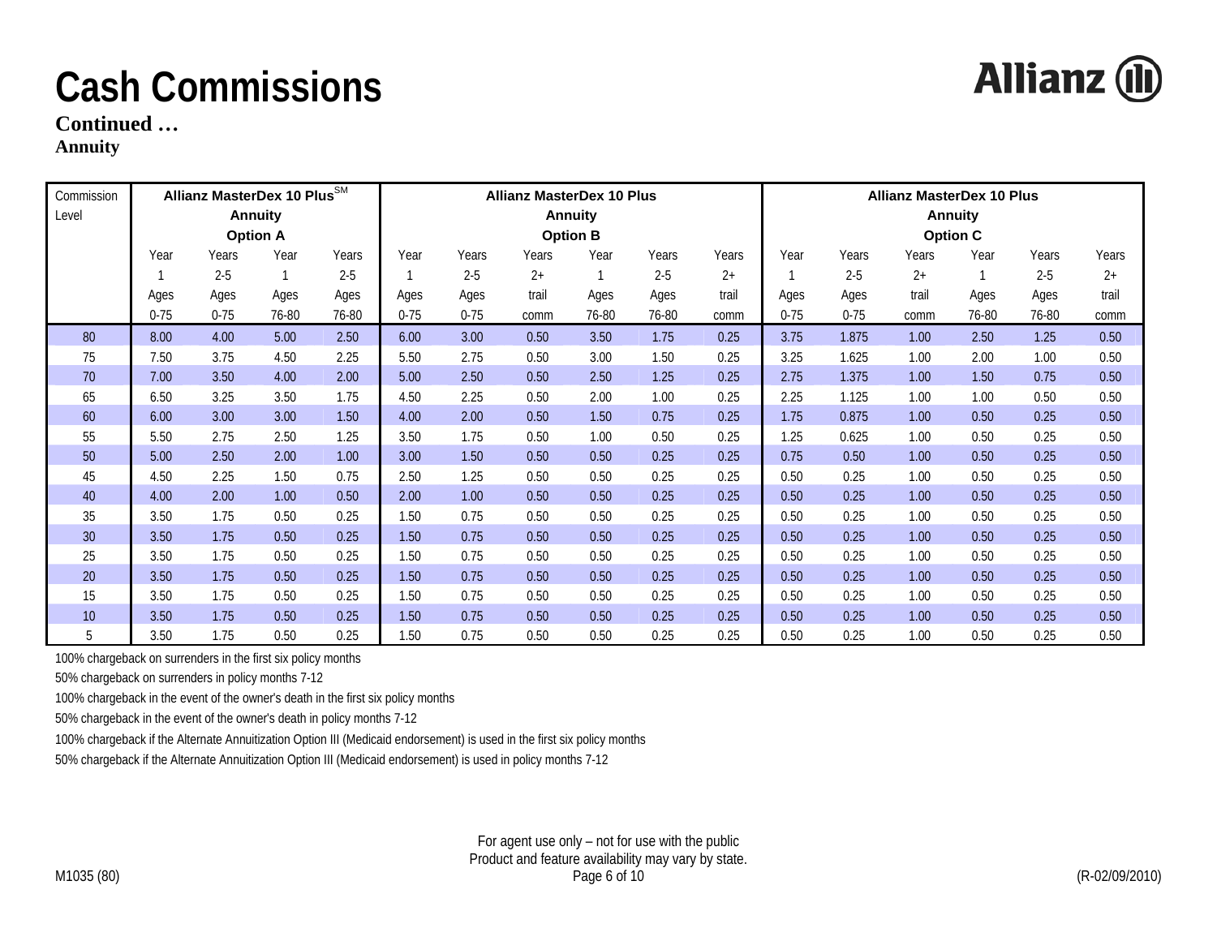# Cash Commissions

**Continued …**

**Annuity**

| Commission Level | Allianz MasterDex 10 Plus℠ Annuity Option A | | | | Allianz MasterDex 10 Plus Annuity Option B | | | | | | Allianz MasterDex 10 Plus Annuity Option C | | | | | |
|---|---|---|---|---|---|---|---|---|---|---|---|---|---|---|---|---|
| | Year 1 Ages 0-75 | Years 2-5 Ages 0-75 | Year 1 Ages 76-80 | Years 2-5 Ages 76-80 | Year 1 Ages 0-75 | Years 2-5 Ages 0-75 | Years 2+ trail comm | Year 1 Ages 76-80 | Years 2-5 Ages 76-80 | Years 2+ trail comm | Year 1 Ages 0-75 | Years 2-5 Ages 0-75 | Years 2+ trail comm | Year 1 Ages 76-80 | Years 2-5 Ages 76-80 | Years 2+ trail comm |
| 80 | 8.00 | 4.00 | 5.00 | 2.50 | 6.00 | 3.00 | 0.50 | 3.50 | 1.75 | 0.25 | 3.75 | 1.875 | 1.00 | 2.50 | 1.25 | 0.50 |
| 75 | 7.50 | 3.75 | 4.50 | 2.25 | 5.50 | 2.75 | 0.50 | 3.00 | 1.50 | 0.25 | 3.25 | 1.625 | 1.00 | 2.00 | 1.00 | 0.50 |
| 70 | 7.00 | 3.50 | 4.00 | 2.00 | 5.00 | 2.50 | 0.50 | 2.50 | 1.25 | 0.25 | 2.75 | 1.375 | 1.00 | 1.50 | 0.75 | 0.50 |
| 65 | 6.50 | 3.25 | 3.50 | 1.75 | 4.50 | 2.25 | 0.50 | 2.00 | 1.00 | 0.25 | 2.25 | 1.125 | 1.00 | 1.00 | 0.50 | 0.50 |
| 60 | 6.00 | 3.00 | 3.00 | 1.50 | 4.00 | 2.00 | 0.50 | 1.50 | 0.75 | 0.25 | 1.75 | 0.875 | 1.00 | 0.50 | 0.25 | 0.50 |
| 55 | 5.50 | 2.75 | 2.50 | 1.25 | 3.50 | 1.75 | 0.50 | 1.00 | 0.50 | 0.25 | 1.25 | 0.625 | 1.00 | 0.50 | 0.25 | 0.50 |
| 50 | 5.00 | 2.50 | 2.00 | 1.00 | 3.00 | 1.50 | 0.50 | 0.50 | 0.25 | 0.25 | 0.75 | 0.50 | 1.00 | 0.50 | 0.25 | 0.50 |
| 45 | 4.50 | 2.25 | 1.50 | 0.75 | 2.50 | 1.25 | 0.50 | 0.50 | 0.25 | 0.25 | 0.50 | 0.25 | 1.00 | 0.50 | 0.25 | 0.50 |
| 40 | 4.00 | 2.00 | 1.00 | 0.50 | 2.00 | 1.00 | 0.50 | 0.50 | 0.25 | 0.25 | 0.50 | 0.25 | 1.00 | 0.50 | 0.25 | 0.50 |
| 35 | 3.50 | 1.75 | 0.50 | 0.25 | 1.50 | 0.75 | 0.50 | 0.50 | 0.25 | 0.25 | 0.50 | 0.25 | 1.00 | 0.50 | 0.25 | 0.50 |
| 30 | 3.50 | 1.75 | 0.50 | 0.25 | 1.50 | 0.75 | 0.50 | 0.50 | 0.25 | 0.25 | 0.50 | 0.25 | 1.00 | 0.50 | 0.25 | 0.50 |
| 25 | 3.50 | 1.75 | 0.50 | 0.25 | 1.50 | 0.75 | 0.50 | 0.50 | 0.25 | 0.25 | 0.50 | 0.25 | 1.00 | 0.50 | 0.25 | 0.50 |
| 20 | 3.50 | 1.75 | 0.50 | 0.25 | 1.50 | 0.75 | 0.50 | 0.50 | 0.25 | 0.25 | 0.50 | 0.25 | 1.00 | 0.50 | 0.25 | 0.50 |
| 15 | 3.50 | 1.75 | 0.50 | 0.25 | 1.50 | 0.75 | 0.50 | 0.50 | 0.25 | 0.25 | 0.50 | 0.25 | 1.00 | 0.50 | 0.25 | 0.50 |
| 10 | 3.50 | 1.75 | 0.50 | 0.25 | 1.50 | 0.75 | 0.50 | 0.50 | 0.25 | 0.25 | 0.50 | 0.25 | 1.00 | 0.50 | 0.25 | 0.50 |
| 5 | 3.50 | 1.75 | 0.50 | 0.25 | 1.50 | 0.75 | 0.50 | 0.50 | 0.25 | 0.25 | 0.50 | 0.25 | 1.00 | 0.50 | 0.25 | 0.50 |

100% chargeback on surrenders in the first six policy months

50% chargeback on surrenders in policy months 7-12

100% chargeback in the event of the owner's death in the first six policy months

50% chargeback in the event of the owner's death in policy months 7-12

100% chargeback if the Alternate Annuitization Option III (Medicaid endorsement) is used in the first six policy months

50% chargeback if the Alternate Annuitization Option III (Medicaid endorsement) is used in policy months 7-12

For agent use only – not for use with the public

Product and feature availability may vary by state.

M1035 (80) (R-02/09/2010)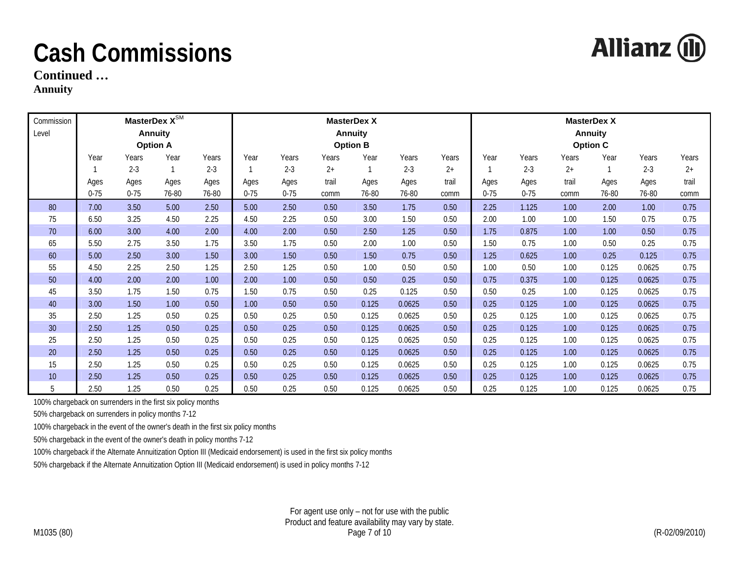# Cash Commissions

**Continued …**

**Annuity**

| Commission Level | MasterDex X℠ Annuity Option A | | | | MasterDex X Annuity Option B | | | | | | MasterDex X Annuity Option C | | | | | |
|---|---|---|---|---|---|---|---|---|---|---|---|---|---|---|---|---|
| | Year 1 Ages 0-75 | Years 2-3 Ages 0-75 | Year 1 Ages 76-80 | Years 2-3 Ages 76-80 | Year 1 Ages 0-75 | Years 2-3 Ages 0-75 | Years 2+ trail comm | Year 1 Ages 76-80 | Years 2-3 Ages 76-80 | Years 2+ trail comm | Year 1 Ages 0-75 | Years 2-3 Ages 0-75 | Years 2+ trail comm | Year 1 Ages 76-80 | Years 2-3 Ages 76-80 | Years 2+ trail comm |
| 80 | 7.00 | 3.50 | 5.00 | 2.50 | 5.00 | 2.50 | 0.50 | 3.50 | 1.75 | 0.50 | 2.25 | 1.125 | 1.00 | 2.00 | 1.00 | 0.75 |
| 75 | 6.50 | 3.25 | 4.50 | 2.25 | 4.50 | 2.25 | 0.50 | 3.00 | 1.50 | 0.50 | 2.00 | 1.00 | 1.00 | 1.50 | 0.75 | 0.75 |
| 70 | 6.00 | 3.00 | 4.00 | 2.00 | 4.00 | 2.00 | 0.50 | 2.50 | 1.25 | 0.50 | 1.75 | 0.875 | 1.00 | 1.00 | 0.50 | 0.75 |
| 65 | 5.50 | 2.75 | 3.50 | 1.75 | 3.50 | 1.75 | 0.50 | 2.00 | 1.00 | 0.50 | 1.50 | 0.75 | 1.00 | 0.50 | 0.25 | 0.75 |
| 60 | 5.00 | 2.50 | 3.00 | 1.50 | 3.00 | 1.50 | 0.50 | 1.50 | 0.75 | 0.50 | 1.25 | 0.625 | 1.00 | 0.25 | 0.125 | 0.75 |
| 55 | 4.50 | 2.25 | 2.50 | 1.25 | 2.50 | 1.25 | 0.50 | 1.00 | 0.50 | 0.50 | 1.00 | 0.50 | 1.00 | 0.125 | 0.0625 | 0.75 |
| 50 | 4.00 | 2.00 | 2.00 | 1.00 | 2.00 | 1.00 | 0.50 | 0.50 | 0.25 | 0.50 | 0.75 | 0.375 | 1.00 | 0.125 | 0.0625 | 0.75 |
| 45 | 3.50 | 1.75 | 1.50 | 0.75 | 1.50 | 0.75 | 0.50 | 0.25 | 0.125 | 0.50 | 0.50 | 0.25 | 1.00 | 0.125 | 0.0625 | 0.75 |
| 40 | 3.00 | 1.50 | 1.00 | 0.50 | 1.00 | 0.50 | 0.50 | 0.125 | 0.0625 | 0.50 | 0.25 | 0.125 | 1.00 | 0.125 | 0.0625 | 0.75 |
| 35 | 2.50 | 1.25 | 0.50 | 0.25 | 0.50 | 0.25 | 0.50 | 0.125 | 0.0625 | 0.50 | 0.25 | 0.125 | 1.00 | 0.125 | 0.0625 | 0.75 |
| 30 | 2.50 | 1.25 | 0.50 | 0.25 | 0.50 | 0.25 | 0.50 | 0.125 | 0.0625 | 0.50 | 0.25 | 0.125 | 1.00 | 0.125 | 0.0625 | 0.75 |
| 25 | 2.50 | 1.25 | 0.50 | 0.25 | 0.50 | 0.25 | 0.50 | 0.125 | 0.0625 | 0.50 | 0.25 | 0.125 | 1.00 | 0.125 | 0.0625 | 0.75 |
| 20 | 2.50 | 1.25 | 0.50 | 0.25 | 0.50 | 0.25 | 0.50 | 0.125 | 0.0625 | 0.50 | 0.25 | 0.125 | 1.00 | 0.125 | 0.0625 | 0.75 |
| 15 | 2.50 | 1.25 | 0.50 | 0.25 | 0.50 | 0.25 | 0.50 | 0.125 | 0.0625 | 0.50 | 0.25 | 0.125 | 1.00 | 0.125 | 0.0625 | 0.75 |
| 10 | 2.50 | 1.25 | 0.50 | 0.25 | 0.50 | 0.25 | 0.50 | 0.125 | 0.0625 | 0.50 | 0.25 | 0.125 | 1.00 | 0.125 | 0.0625 | 0.75 |
| 5 | 2.50 | 1.25 | 0.50 | 0.25 | 0.50 | 0.25 | 0.50 | 0.125 | 0.0625 | 0.50 | 0.25 | 0.125 | 1.00 | 0.125 | 0.0625 | 0.75 |

100% chargeback on surrenders in the first six policy months

50% chargeback on surrenders in policy months 7-12

100% chargeback in the event of the owner's death in the first six policy months

50% chargeback in the event of the owner's death in policy months 7-12

100% chargeback if the Alternate Annuitization Option III (Medicaid endorsement) is used in the first six policy months

50% chargeback if the Alternate Annuitization Option III (Medicaid endorsement) is used in policy months 7-12

For agent use only – not for use with the public
Product and feature availability may vary by state.

M1035 (80) (R-02/09/2010)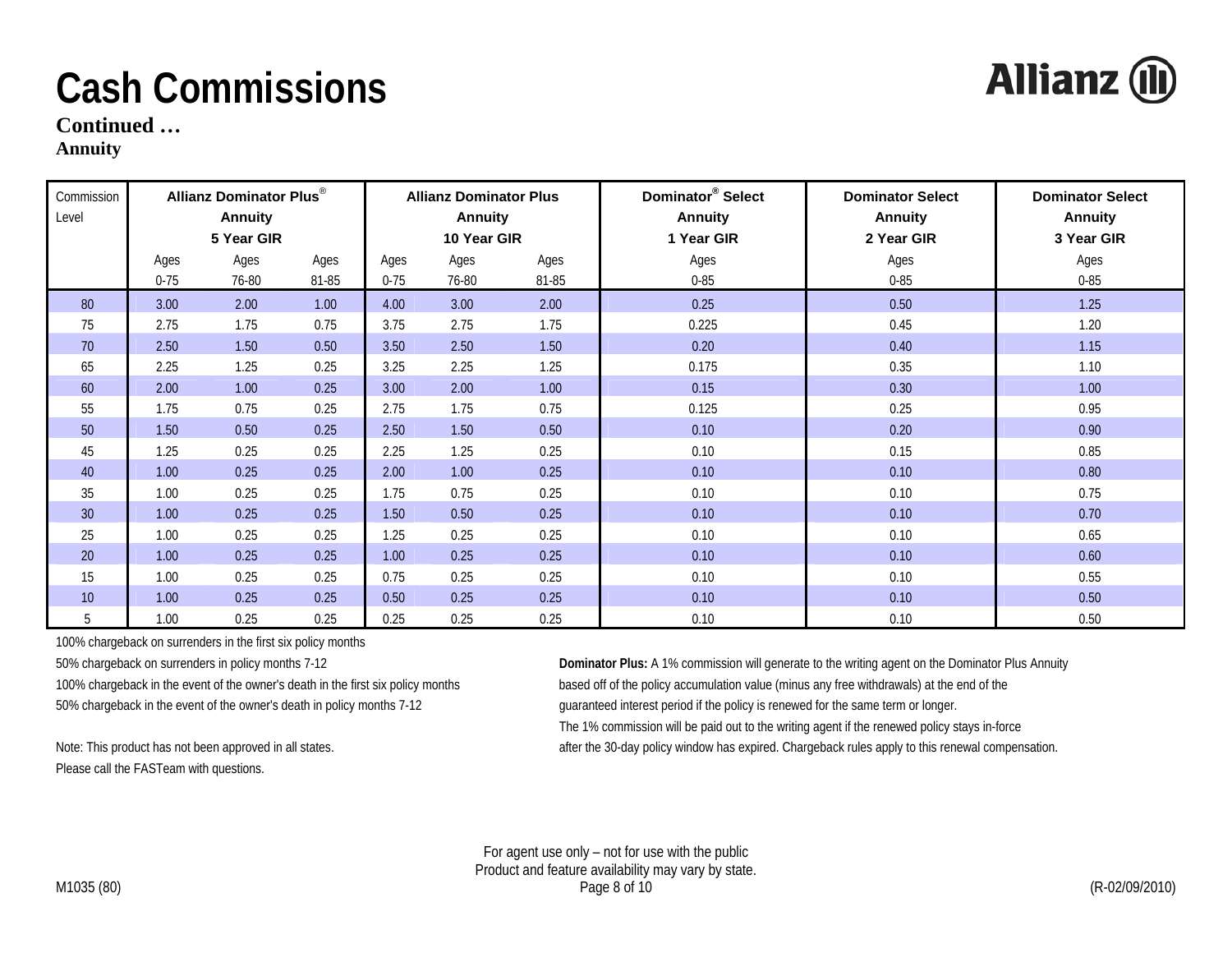# Cash Commissions

**Continued …**

**Annuity**

| Commission Level | Allianz Dominator Plus® Annuity 5 Year GIR | | | Allianz Dominator Plus Annuity 10 Year GIR | | | Dominator® Select Annuity 1 Year GIR | Dominator Select Annuity 2 Year GIR | Dominator Select Annuity 3 Year GIR |
|---|---|---|---|---|---|---|---|---|---|
| | Ages 0-75 | Ages 76-80 | Ages 81-85 | Ages 0-75 | Ages 76-80 | Ages 81-85 | Ages 0-85 | Ages 0-85 | Ages 0-85 |
| 80 | 3.00 | 2.00 | 1.00 | 4.00 | 3.00 | 2.00 | 0.25 | 0.50 | 1.25 |
| 75 | 2.75 | 1.75 | 0.75 | 3.75 | 2.75 | 1.75 | 0.225 | 0.45 | 1.20 |
| 70 | 2.50 | 1.50 | 0.50 | 3.50 | 2.50 | 1.50 | 0.20 | 0.40 | 1.15 |
| 65 | 2.25 | 1.25 | 0.25 | 3.25 | 2.25 | 1.25 | 0.175 | 0.35 | 1.10 |
| 60 | 2.00 | 1.00 | 0.25 | 3.00 | 2.00 | 1.00 | 0.15 | 0.30 | 1.00 |
| 55 | 1.75 | 0.75 | 0.25 | 2.75 | 1.75 | 0.75 | 0.125 | 0.25 | 0.95 |
| 50 | 1.50 | 0.50 | 0.25 | 2.50 | 1.50 | 0.50 | 0.10 | 0.20 | 0.90 |
| 45 | 1.25 | 0.25 | 0.25 | 2.25 | 1.25 | 0.25 | 0.10 | 0.15 | 0.85 |
| 40 | 1.00 | 0.25 | 0.25 | 2.00 | 1.00 | 0.25 | 0.10 | 0.10 | 0.80 |
| 35 | 1.00 | 0.25 | 0.25 | 1.75 | 0.75 | 0.25 | 0.10 | 0.10 | 0.75 |
| 30 | 1.00 | 0.25 | 0.25 | 1.50 | 0.50 | 0.25 | 0.10 | 0.10 | 0.70 |
| 25 | 1.00 | 0.25 | 0.25 | 1.25 | 0.25 | 0.25 | 0.10 | 0.10 | 0.65 |
| 20 | 1.00 | 0.25 | 0.25 | 1.00 | 0.25 | 0.25 | 0.10 | 0.10 | 0.60 |
| 15 | 1.00 | 0.25 | 0.25 | 0.75 | 0.25 | 0.25 | 0.10 | 0.10 | 0.55 |
| 10 | 1.00 | 0.25 | 0.25 | 0.50 | 0.25 | 0.25 | 0.10 | 0.10 | 0.50 |
| 5 | 1.00 | 0.25 | 0.25 | 0.25 | 0.25 | 0.25 | 0.10 | 0.10 | 0.50 |

100% chargeback on surrenders in the first six policy months

50% chargeback on surrenders in policy months 7-12

100% chargeback in the event of the owner's death in the first six policy months

50% chargeback in the event of the owner's death in policy months 7-12

Note: This product has not been approved in all states.

Please call the FASTeam with questions.

**Dominator Plus:** A 1% commission will generate to the writing agent on the Dominator Plus Annuity based off of the policy accumulation value (minus any free withdrawals) at the end of the guaranteed interest period if the policy is renewed for the same term or longer. The 1% commission will be paid out to the writing agent if the renewed policy stays in-force after the 30-day policy window has expired. Chargeback rules apply to this renewal compensation.

For agent use only – not for use with the public

Product and feature availability may vary by state.

M1035 (80)

(R-02/09/2010)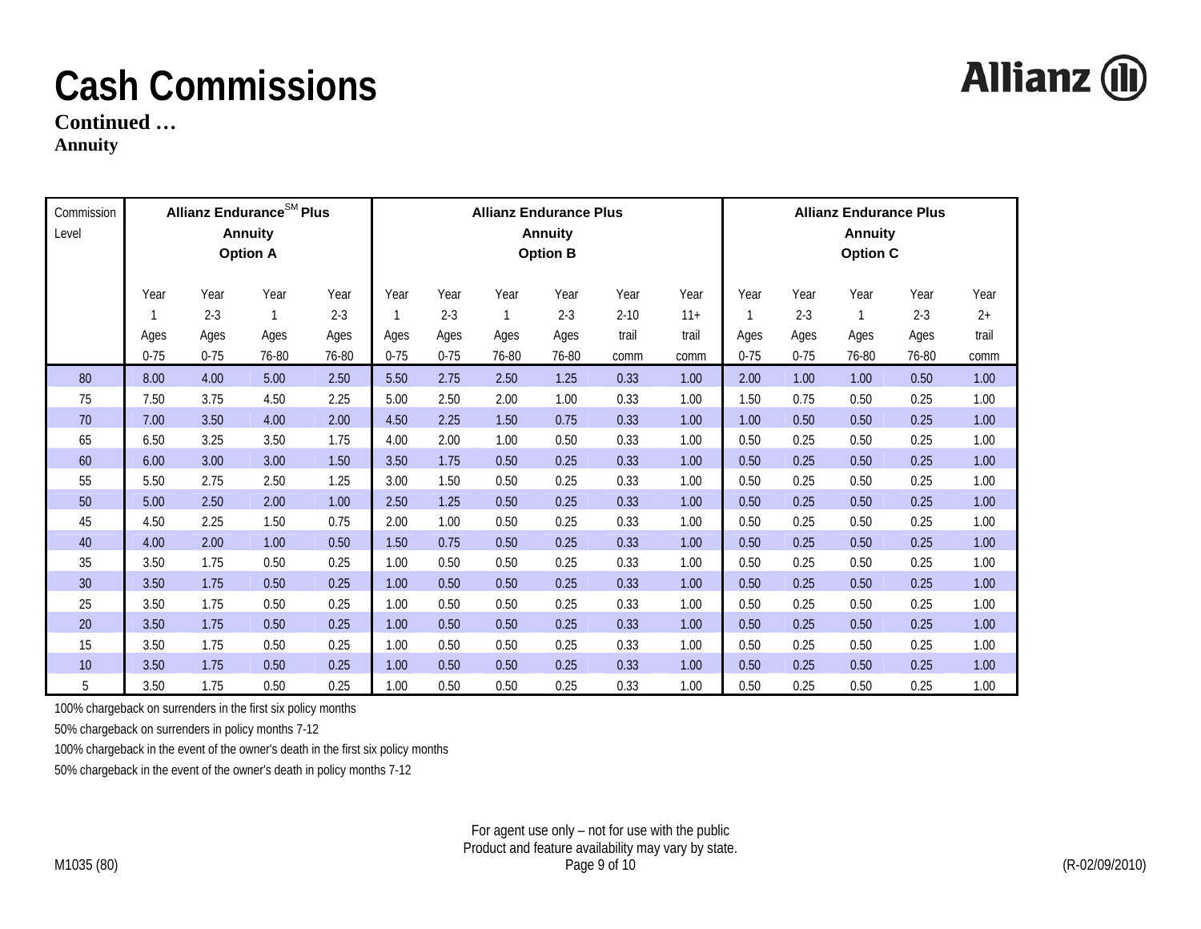# Cash Commissions

**Continued …**

**Annuity**

| Commission Level | Allianz Endurance[SM] Plus Annuity Option A | | | | Allianz Endurance Plus Annuity Option B | | | | | | Allianz Endurance Plus Annuity Option C | | | | |
|---|---|---|---|---|---|---|---|---|---|---|---|---|---|---|---|
| | Year 1 Ages 0-75 | Year 2-3 Ages 0-75 | Year 1 Ages 76-80 | Year 2-3 Ages 76-80 | Year 1 Ages 0-75 | Year 2-3 Ages 0-75 | Year 1 Ages 76-80 | Year 2-3 Ages 76-80 | Year 2-10 trail comm | Year 11+ trail comm | Year 1 Ages 0-75 | Year 2-3 Ages 0-75 | Year 1 Ages 76-80 | Year 2-3 Ages 76-80 | Year 2+ trail comm |
| 80 | 8.00 | 4.00 | 5.00 | 2.50 | 5.50 | 2.75 | 2.50 | 1.25 | 0.33 | 1.00 | 2.00 | 1.00 | 1.00 | 0.50 | 1.00 |
| 75 | 7.50 | 3.75 | 4.50 | 2.25 | 5.00 | 2.50 | 2.00 | 1.00 | 0.33 | 1.00 | 1.50 | 0.75 | 0.50 | 0.25 | 1.00 |
| 70 | 7.00 | 3.50 | 4.00 | 2.00 | 4.50 | 2.25 | 1.50 | 0.75 | 0.33 | 1.00 | 1.00 | 0.50 | 0.50 | 0.25 | 1.00 |
| 65 | 6.50 | 3.25 | 3.50 | 1.75 | 4.00 | 2.00 | 1.00 | 0.50 | 0.33 | 1.00 | 0.50 | 0.25 | 0.50 | 0.25 | 1.00 |
| 60 | 6.00 | 3.00 | 3.00 | 1.50 | 3.50 | 1.75 | 0.50 | 0.25 | 0.33 | 1.00 | 0.50 | 0.25 | 0.50 | 0.25 | 1.00 |
| 55 | 5.50 | 2.75 | 2.50 | 1.25 | 3.00 | 1.50 | 0.50 | 0.25 | 0.33 | 1.00 | 0.50 | 0.25 | 0.50 | 0.25 | 1.00 |
| 50 | 5.00 | 2.50 | 2.00 | 1.00 | 2.50 | 1.25 | 0.50 | 0.25 | 0.33 | 1.00 | 0.50 | 0.25 | 0.50 | 0.25 | 1.00 |
| 45 | 4.50 | 2.25 | 1.50 | 0.75 | 2.00 | 1.00 | 0.50 | 0.25 | 0.33 | 1.00 | 0.50 | 0.25 | 0.50 | 0.25 | 1.00 |
| 40 | 4.00 | 2.00 | 1.00 | 0.50 | 1.50 | 0.75 | 0.50 | 0.25 | 0.33 | 1.00 | 0.50 | 0.25 | 0.50 | 0.25 | 1.00 |
| 35 | 3.50 | 1.75 | 0.50 | 0.25 | 1.00 | 0.50 | 0.50 | 0.25 | 0.33 | 1.00 | 0.50 | 0.25 | 0.50 | 0.25 | 1.00 |
| 30 | 3.50 | 1.75 | 0.50 | 0.25 | 1.00 | 0.50 | 0.50 | 0.25 | 0.33 | 1.00 | 0.50 | 0.25 | 0.50 | 0.25 | 1.00 |
| 25 | 3.50 | 1.75 | 0.50 | 0.25 | 1.00 | 0.50 | 0.50 | 0.25 | 0.33 | 1.00 | 0.50 | 0.25 | 0.50 | 0.25 | 1.00 |
| 20 | 3.50 | 1.75 | 0.50 | 0.25 | 1.00 | 0.50 | 0.50 | 0.25 | 0.33 | 1.00 | 0.50 | 0.25 | 0.50 | 0.25 | 1.00 |
| 15 | 3.50 | 1.75 | 0.50 | 0.25 | 1.00 | 0.50 | 0.50 | 0.25 | 0.33 | 1.00 | 0.50 | 0.25 | 0.50 | 0.25 | 1.00 |
| 10 | 3.50 | 1.75 | 0.50 | 0.25 | 1.00 | 0.50 | 0.50 | 0.25 | 0.33 | 1.00 | 0.50 | 0.25 | 0.50 | 0.25 | 1.00 |
| 5 | 3.50 | 1.75 | 0.50 | 0.25 | 1.00 | 0.50 | 0.50 | 0.25 | 0.33 | 1.00 | 0.50 | 0.25 | 0.50 | 0.25 | 1.00 |

100% chargeback on surrenders in the first six policy months

50% chargeback on surrenders in policy months 7-12

100% chargeback in the event of the owner's death in the first six policy months

50% chargeback in the event of the owner's death in policy months 7-12

For agent use only – not for use with the public
Product and feature availability may vary by state.

M1035 (80)

(R-02/09/2010)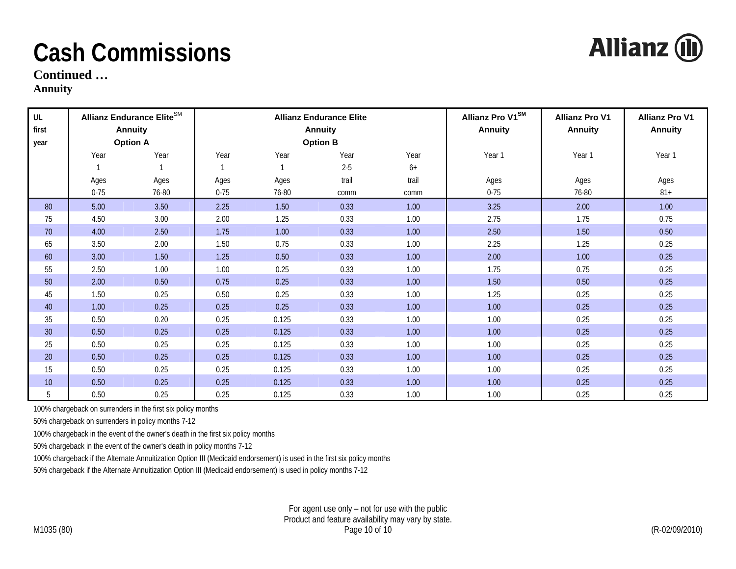# Cash Commissions

**Continued …**

**Annuity**

| UL first year | Allianz Endurance Elite[SM] Annuity Option A | | Allianz Endurance Elite Annuity Option B | | | | Allianz Pro V1[SM] Annuity | Allianz Pro V1 Annuity | Allianz Pro V1 Annuity |
|---|---|---|---|---|---|---|---|---|---|
| | Year 1 Ages 0-75 | Year 1 Ages 76-80 | Year 1 Ages 0-75 | Year 1 Ages 76-80 | Year 2-5 trail comm | Year 6+ trail comm | Year 1 Ages 0-75 | Year 1 Ages 76-80 | Year 1 Ages 81+ |
| 80 | 5.00 | 3.50 | 2.25 | 1.50 | 0.33 | 1.00 | 3.25 | 2.00 | 1.00 |
| 75 | 4.50 | 3.00 | 2.00 | 1.25 | 0.33 | 1.00 | 2.75 | 1.75 | 0.75 |
| 70 | 4.00 | 2.50 | 1.75 | 1.00 | 0.33 | 1.00 | 2.50 | 1.50 | 0.50 |
| 65 | 3.50 | 2.00 | 1.50 | 0.75 | 0.33 | 1.00 | 2.25 | 1.25 | 0.25 |
| 60 | 3.00 | 1.50 | 1.25 | 0.50 | 0.33 | 1.00 | 2.00 | 1.00 | 0.25 |
| 55 | 2.50 | 1.00 | 1.00 | 0.25 | 0.33 | 1.00 | 1.75 | 0.75 | 0.25 |
| 50 | 2.00 | 0.50 | 0.75 | 0.25 | 0.33 | 1.00 | 1.50 | 0.50 | 0.25 |
| 45 | 1.50 | 0.25 | 0.50 | 0.25 | 0.33 | 1.00 | 1.25 | 0.25 | 0.25 |
| 40 | 1.00 | 0.25 | 0.25 | 0.25 | 0.33 | 1.00 | 1.00 | 0.25 | 0.25 |
| 35 | 0.50 | 0.20 | 0.25 | 0.125 | 0.33 | 1.00 | 1.00 | 0.25 | 0.25 |
| 30 | 0.50 | 0.25 | 0.25 | 0.125 | 0.33 | 1.00 | 1.00 | 0.25 | 0.25 |
| 25 | 0.50 | 0.25 | 0.25 | 0.125 | 0.33 | 1.00 | 1.00 | 0.25 | 0.25 |
| 20 | 0.50 | 0.25 | 0.25 | 0.125 | 0.33 | 1.00 | 1.00 | 0.25 | 0.25 |
| 15 | 0.50 | 0.25 | 0.25 | 0.125 | 0.33 | 1.00 | 1.00 | 0.25 | 0.25 |
| 10 | 0.50 | 0.25 | 0.25 | 0.125 | 0.33 | 1.00 | 1.00 | 0.25 | 0.25 |
| 5 | 0.50 | 0.25 | 0.25 | 0.125 | 0.33 | 1.00 | 1.00 | 0.25 | 0.25 |

100% chargeback on surrenders in the first six policy months

50% chargeback on surrenders in policy months 7-12

100% chargeback in the event of the owner's death in the first six policy months

50% chargeback in the event of the owner's death in policy months 7-12

100% chargeback if the Alternate Annuitization Option III (Medicaid endorsement) is used in the first six policy months

50% chargeback if the Alternate Annuitization Option III (Medicaid endorsement) is used in policy months 7-12

For agent use only – not for use with the public
Product and feature availability may vary by state.

M1035 (80)

(R-02/09/2010)